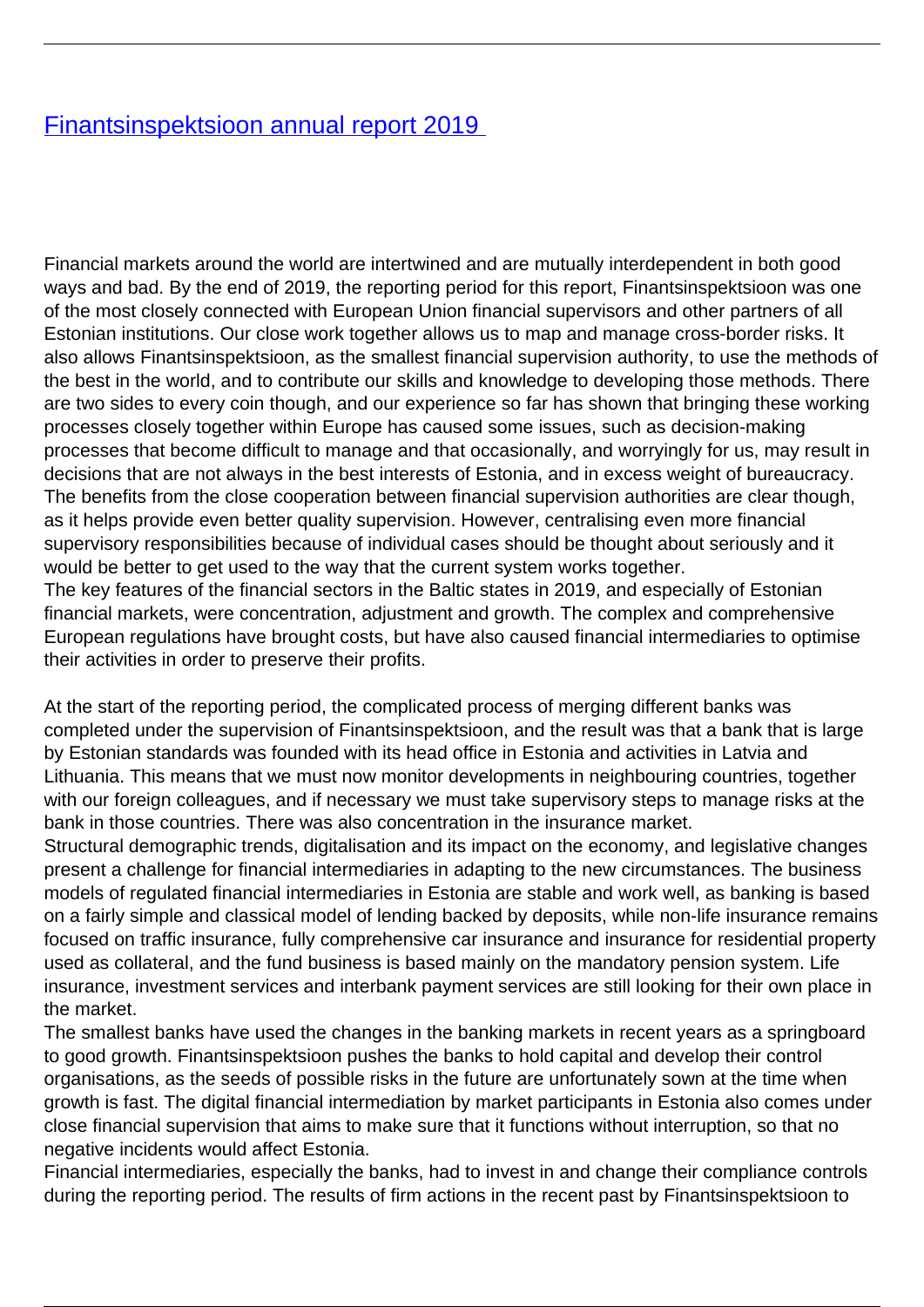# [Finantsinspektsioon annual report 2019](#)

Financial markets around the world are intertwined and are mutually interdependent in both good ways and bad. By the end of 2019, the reporting period for this report, Finantsinspektsioon was one of the most closely connected with European Union financial supervisors and other partners of all Estonian institutions. Our close work together allows us to map and manage cross-border risks. It also allows Finantsinspektsioon, as the smallest financial supervision authority, to use the methods of the best in the world, and to contribute our skills and knowledge to developing those methods. There are two sides to every coin though, and our experience so far has shown that bringing these working processes closely together within Europe has caused some issues, such as decision-making processes that become difficult to manage and that occasionally, and worryingly for us, may result in decisions that are not always in the best interests of Estonia, and in excess weight of bureaucracy. The benefits from the close cooperation between financial supervision authorities are clear though, as it helps provide even better quality supervision. However, centralising even more financial supervisory responsibilities because of individual cases should be thought about seriously and it would be better to get used to the way that the current system works together.

The key features of the financial sectors in the Baltic states in 2019, and especially of Estonian financial markets, were concentration, adjustment and growth. The complex and comprehensive European regulations have brought costs, but have also caused financial intermediaries to optimise their activities in order to preserve their profits.

At the start of the reporting period, the complicated process of merging different banks was completed under the supervision of Finantsinspektsioon, and the result was that a bank that is large by Estonian standards was founded with its head office in Estonia and activities in Latvia and Lithuania. This means that we must now monitor developments in neighbouring countries, together with our foreign colleagues, and if necessary we must take supervisory steps to manage risks at the bank in those countries. There was also concentration in the insurance market.

Structural demographic trends, digitalisation and its impact on the economy, and legislative changes present a challenge for financial intermediaries in adapting to the new circumstances. The business models of regulated financial intermediaries in Estonia are stable and work well, as banking is based on a fairly simple and classical model of lending backed by deposits, while non-life insurance remains focused on traffic insurance, fully comprehensive car insurance and insurance for residential property used as collateral, and the fund business is based mainly on the mandatory pension system. Life insurance, investment services and interbank payment services are still looking for their own place in the market.

The smallest banks have used the changes in the banking markets in recent years as a springboard to good growth. Finantsinspektsioon pushes the banks to hold capital and develop their control organisations, as the seeds of possible risks in the future are unfortunately sown at the time when growth is fast. The digital financial intermediation by market participants in Estonia also comes under close financial supervision that aims to make sure that it functions without interruption, so that no negative incidents would affect Estonia.

Financial intermediaries, especially the banks, had to invest in and change their compliance controls during the reporting period. The results of firm actions in the recent past by Finantsinspektsioon to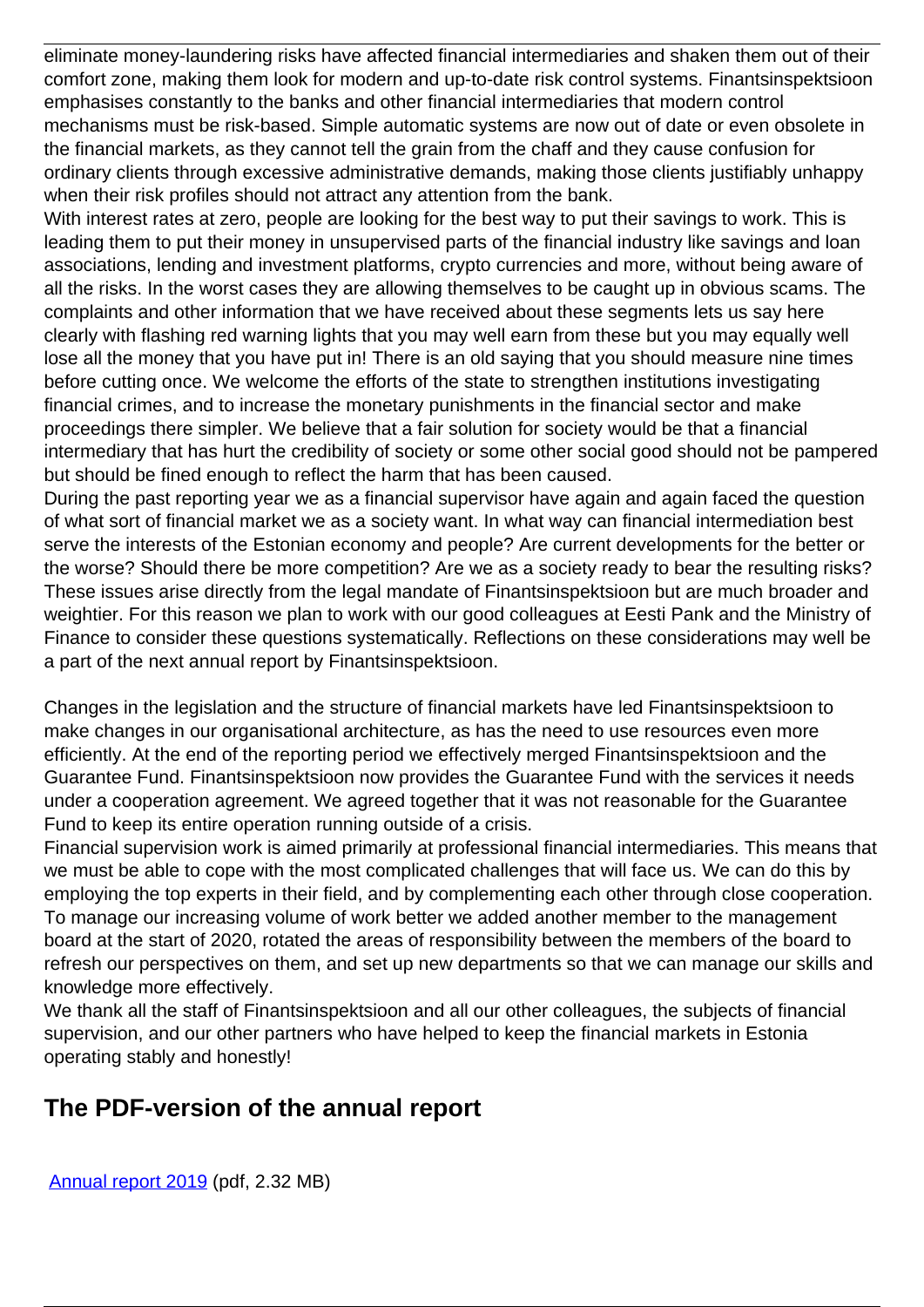eliminate money-laundering risks have affected financial intermediaries and shaken them out of their comfort zone, making them look for modern and up-to-date risk control systems. Finantsinspektsioon emphasises constantly to the banks and other financial intermediaries that modern control mechanisms must be risk-based. Simple automatic systems are now out of date or even obsolete in the financial markets, as they cannot tell the grain from the chaff and they cause confusion for ordinary clients through excessive administrative demands, making those clients justifiably unhappy when their risk profiles should not attract any attention from the bank.

With interest rates at zero, people are looking for the best way to put their savings to work. This is leading them to put their money in unsupervised parts of the financial industry like savings and loan associations, lending and investment platforms, crypto currencies and more, without being aware of all the risks. In the worst cases they are allowing themselves to be caught up in obvious scams. The complaints and other information that we have received about these segments lets us say here clearly with flashing red warning lights that you may well earn from these but you may equally well lose all the money that you have put in! There is an old saying that you should measure nine times before cutting once. We welcome the efforts of the state to strengthen institutions investigating financial crimes, and to increase the monetary punishments in the financial sector and make proceedings there simpler. We believe that a fair solution for society would be that a financial intermediary that has hurt the credibility of society or some other social good should not be pampered but should be fined enough to reflect the harm that has been caused.

During the past reporting year we as a financial supervisor have again and again faced the question of what sort of financial market we as a society want. In what way can financial intermediation best serve the interests of the Estonian economy and people? Are current developments for the better or the worse? Should there be more competition? Are we as a society ready to bear the resulting risks? These issues arise directly from the legal mandate of Finantsinspektsioon but are much broader and weightier. For this reason we plan to work with our good colleagues at Eesti Pank and the Ministry of Finance to consider these questions systematically. Reflections on these considerations may well be a part of the next annual report by Finantsinspektsioon.

Changes in the legislation and the structure of financial markets have led Finantsinspektsioon to make changes in our organisational architecture, as has the need to use resources even more efficiently. At the end of the reporting period we effectively merged Finantsinspektsioon and the Guarantee Fund. Finantsinspektsioon now provides the Guarantee Fund with the services it needs under a cooperation agreement. We agreed together that it was not reasonable for the Guarantee Fund to keep its entire operation running outside of a crisis.

Financial supervision work is aimed primarily at professional financial intermediaries. This means that we must be able to cope with the most complicated challenges that will face us. We can do this by employing the top experts in their field, and by complementing each other through close cooperation. To manage our increasing volume of work better we added another member to the management board at the start of 2020, rotated the areas of responsibility between the members of the board to refresh our perspectives on them, and set up new departments so that we can manage our skills and knowledge more effectively.

We thank all the staff of Finantsinspektsioon and all our other colleagues, the subjects of financial supervision, and our other partners who have helped to keep the financial markets in Estonia operating stably and honestly!

## The PDF-version of the annual report

Annual report 2019 (pdf, 2.32 MB)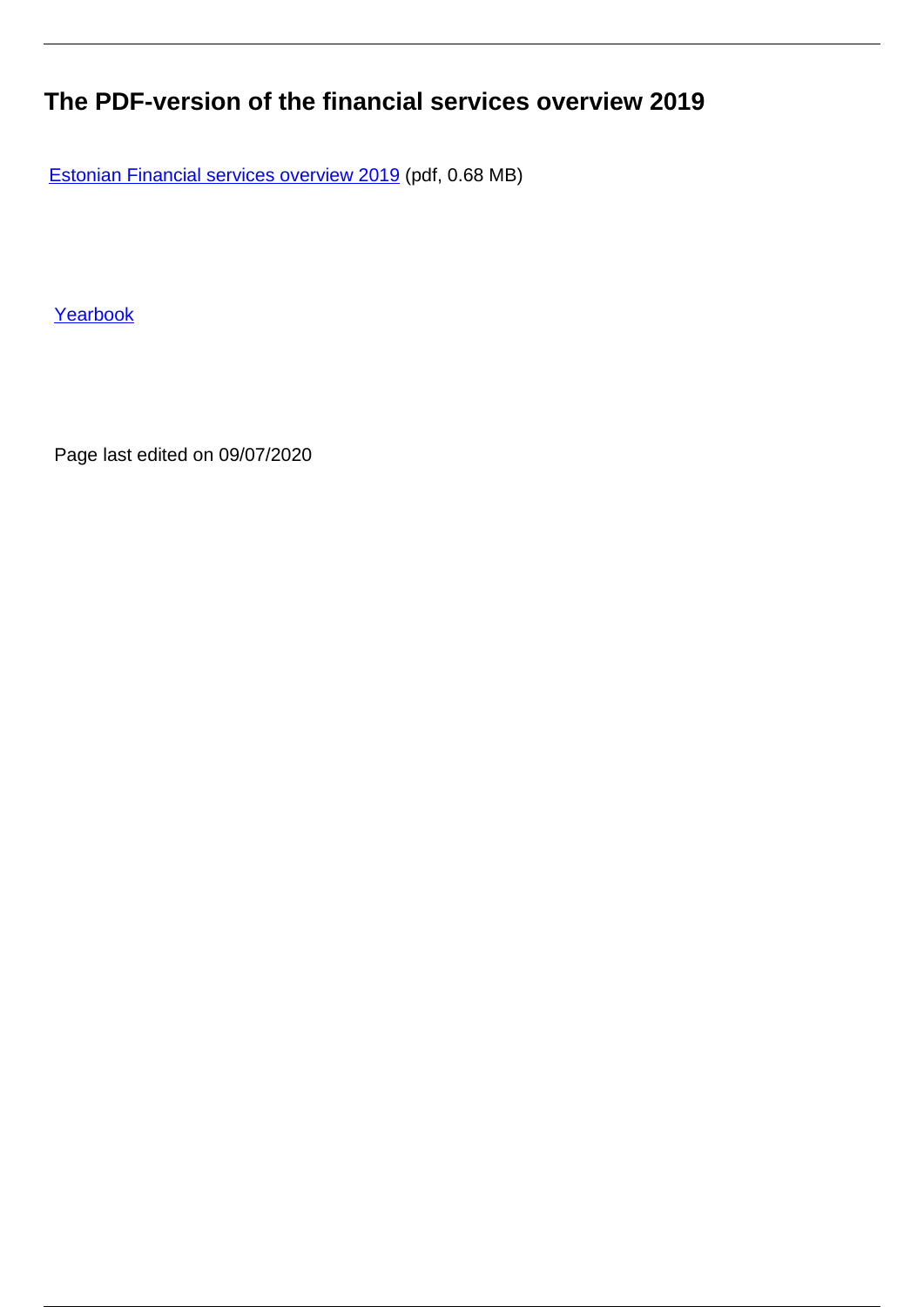## The PDF-version of the financial services overview 2019

Estonian Financial services overview 2019 (pdf, 0.68 MB)

Yearbook

Page last edited on 09/07/2020